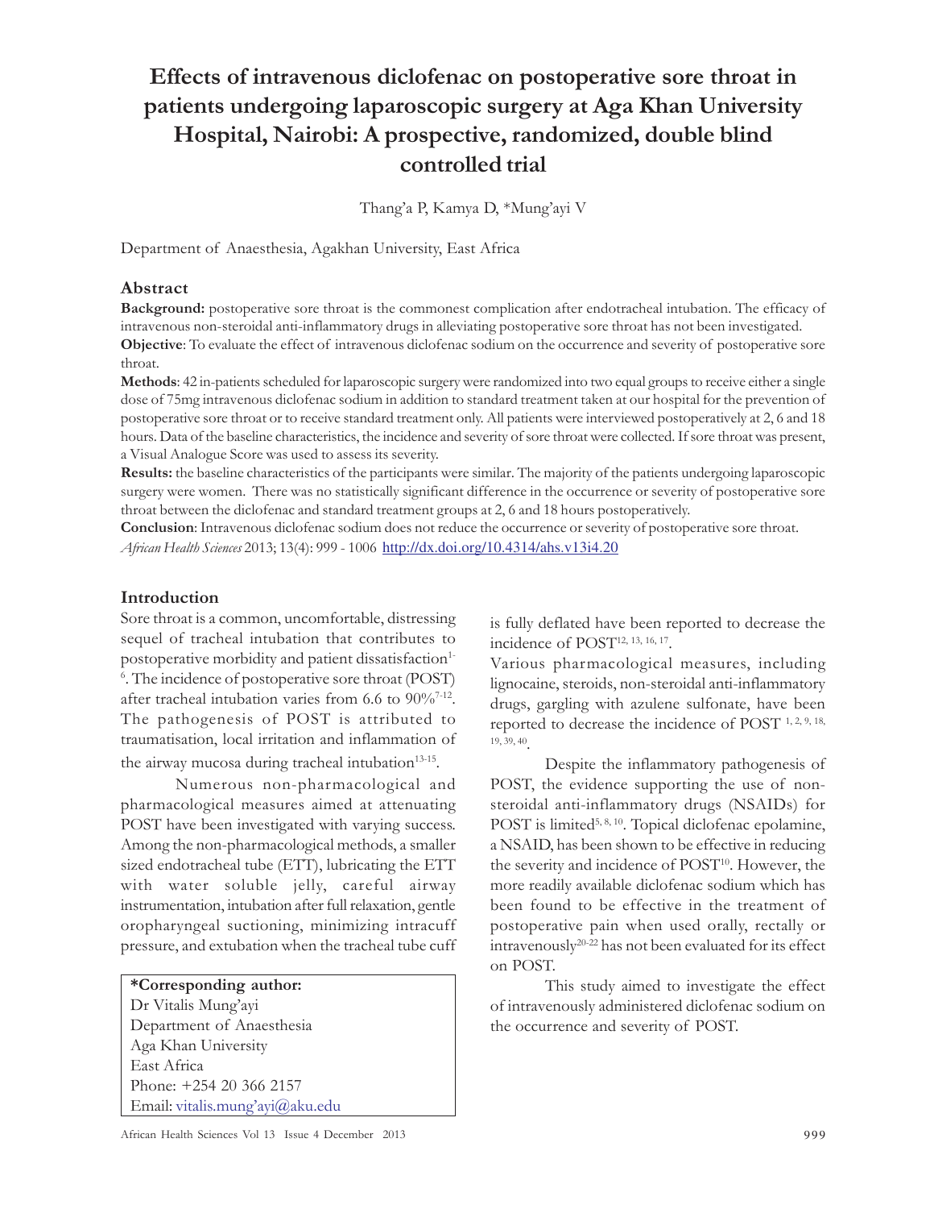# Effects of intravenous diclofenac on postoperative sore throat in patients undergoing laparoscopic surgery at Aga Khan University Hospital, Nairobi: A prospective, randomized, double blind controlled trial

Thang'a P, Kamya D, *Mung'ayi V

Department of Anaesthesia, Agakhan University, East Africa

## Abstract

**Background:** postoperative sore throat is the commonest complication after endotracheal intubation. The efficacy of intravenous non-steroidal anti-inflammatory drugs in alleviating postoperative sore throat has not been investigated.

**Objective**: To evaluate the effect of intravenous diclofenac sodium on the occurrence and severity of postoperative sore throat.

**Methods**: 42 in-patients scheduled for laparoscopic surgery were randomized into two equal groups to receive either a single dose of 75mg intravenous diclofenac sodium in addition to standard treatment taken at our hospital for the prevention of postoperative sore throat or to receive standard treatment only. All patients were interviewed postoperatively at 2, 6 and 18 hours. Data of the baseline characteristics, the incidence and severity of sore throat were collected. If sore throat was present, a Visual Analogue Score was used to assess its severity.

**Results:** the baseline characteristics of the participants were similar. The majority of the patients undergoing laparoscopic surgery were women. There was no statistically significant difference in the occurrence or severity of postoperative sore throat between the diclofenac and standard treatment groups at 2, 6 and 18 hours postoperatively.

**Conclusion**: Intravenous diclofenac sodium does not reduce the occurrence or severity of postoperative sore throat.

*African Health Sciences* 2013; 13(4): 999 - 1006 http://dx.doi.org/10.4314/ahs.v13i4.20

## Introduction

Sore throat is a common, uncomfortable, distressing sequel of tracheal intubation that contributes to postoperative morbidity and patient dissatisfaction[1-6]. The incidence of postoperative sore throat (POST) after tracheal intubation varies from 6.6 to 90%[7-12]. The pathogenesis of POST is attributed to traumatisation, local irritation and inflammation of the airway mucosa during tracheal intubation[13-15].

Numerous non-pharmacological and pharmacological measures aimed at attenuating POST have been investigated with varying success. Among the non-pharmacological methods, a smaller sized endotracheal tube (ETT), lubricating the ETT with water soluble jelly, careful airway instrumentation, intubation after full relaxation, gentle oropharyngeal suctioning, minimizing intracuff pressure, and extubation when the tracheal tube cuff is fully deflated have been reported to decrease the incidence of POST[12, 13, 16, 17].

Various pharmacological measures, including lignocaine, steroids, non-steroidal anti-inflammatory drugs, gargling with azulene sulfonate, have been reported to decrease the incidence of POST [1, 2, 9, 18, 19, 39, 40].

Despite the inflammatory pathogenesis of POST, the evidence supporting the use of non-steroidal anti-inflammatory drugs (NSAIDs) for POST is limited[5, 8, 10]. Topical diclofenac epolamine, a NSAID, has been shown to be effective in reducing the severity and incidence of POST[10]. However, the more readily available diclofenac sodium which has been found to be effective in the treatment of postoperative pain when used orally, rectally or intravenously[20-22] has not been evaluated for its effect on POST.

This study aimed to investigate the effect of intravenously administered diclofenac sodium on the occurrence and severity of POST.

**\*Corresponding author:**
Dr Vitalis Mung'ayi
Department of Anaesthesia
Aga Khan University
East Africa
Phone: +254 20 366 2157
Email: vitalis.mung'ayi@aku.edu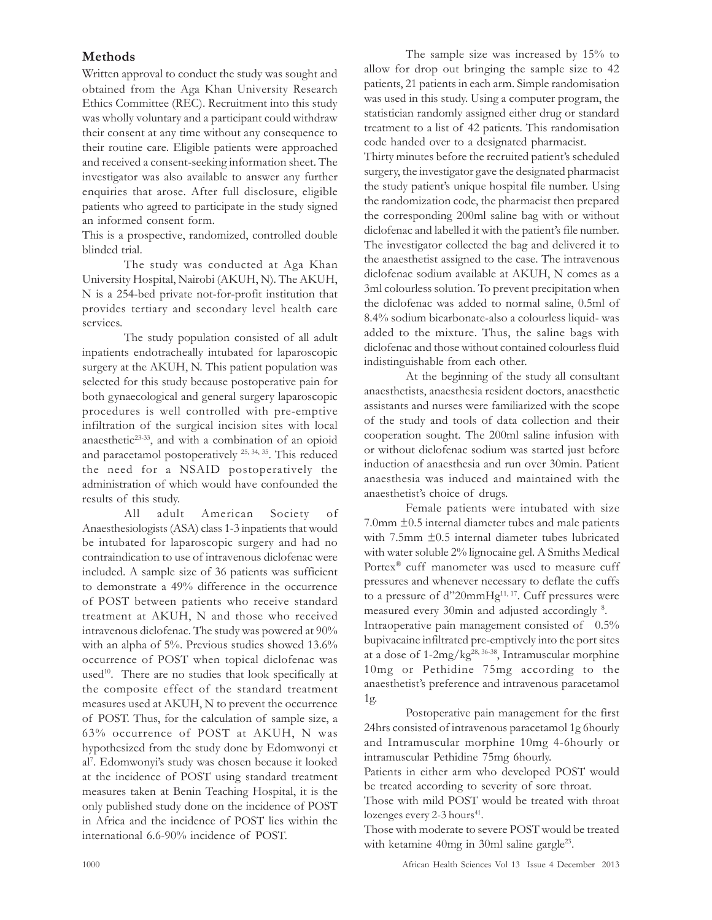## Methods

Written approval to conduct the study was sought and obtained from the Aga Khan University Research Ethics Committee (REC). Recruitment into this study was wholly voluntary and a participant could withdraw their consent at any time without any consequence to their routine care. Eligible patients were approached and received a consent-seeking information sheet. The investigator was also available to answer any further enquiries that arose. After full disclosure, eligible patients who agreed to participate in the study signed an informed consent form.

This is a prospective, randomized, controlled double blinded trial.

The study was conducted at Aga Khan University Hospital, Nairobi (AKUH, N). The AKUH, N is a 254-bed private not-for-profit institution that provides tertiary and secondary level health care services.

The study population consisted of all adult inpatients endotracheally intubated for laparoscopic surgery at the AKUH, N. This patient population was selected for this study because postoperative pain for both gynaecological and general surgery laparoscopic procedures is well controlled with pre-emptive infiltration of the surgical incision sites with local anaesthetic[23-33], and with a combination of an opioid and paracetamol postoperatively [25, 34, 35]. This reduced the need for a NSAID postoperatively the administration of which would have confounded the results of this study.

All adult American Society of Anaesthesiologists (ASA) class 1-3 inpatients that would be intubated for laparoscopic surgery and had no contraindication to use of intravenous diclofenac were included. A sample size of 36 patients was sufficient to demonstrate a 49% difference in the occurrence of POST between patients who receive standard treatment at AKUH, N and those who received intravenous diclofenac. The study was powered at 90% with an alpha of 5%. Previous studies showed 13.6% occurrence of POST when topical diclofenac was used[10]. There are no studies that look specifically at the composite effect of the standard treatment measures used at AKUH, N to prevent the occurrence of POST. Thus, for the calculation of sample size, a 63% occurrence of POST at AKUH, N was hypothesized from the study done by Edomwonyi et al[7]. Edomwonyi's study was chosen because it looked at the incidence of POST using standard treatment measures taken at Benin Teaching Hospital, it is the only published study done on the incidence of POST in Africa and the incidence of POST lies within the international 6.6-90% incidence of POST.

The sample size was increased by 15% to allow for drop out bringing the sample size to 42 patients, 21 patients in each arm. Simple randomisation was used in this study. Using a computer program, the statistician randomly assigned either drug or standard treatment to a list of 42 patients. This randomisation code handed over to a designated pharmacist.

Thirty minutes before the recruited patient's scheduled surgery, the investigator gave the designated pharmacist the study patient's unique hospital file number. Using the randomization code, the pharmacist then prepared the corresponding 200ml saline bag with or without diclofenac and labelled it with the patient's file number. The investigator collected the bag and delivered it to the anaesthetist assigned to the case. The intravenous diclofenac sodium available at AKUH, N comes as a 3ml colourless solution. To prevent precipitation when the diclofenac was added to normal saline, 0.5ml of 8.4% sodium bicarbonate-also a colourless liquid- was added to the mixture. Thus, the saline bags with diclofenac and those without contained colourless fluid indistinguishable from each other.

At the beginning of the study all consultant anaesthetists, anaesthesia resident doctors, anaesthetic assistants and nurses were familiarized with the scope of the study and tools of data collection and their cooperation sought. The 200ml saline infusion with or without diclofenac sodium was started just before induction of anaesthesia and run over 30min. Patient anaesthesia was induced and maintained with the anaesthetist's choice of drugs.

Female patients were intubated with size 7.0mm ±0.5 internal diameter tubes and male patients with 7.5mm ±0.5 internal diameter tubes lubricated with water soluble 2% lignocaine gel. A Smiths Medical Portex® cuff manometer was used to measure cuff pressures and whenever necessary to deflate the cuffs to a pressure of d"20mmHg[11, 17]. Cuff pressures were measured every 30min and adjusted accordingly [8].

Intraoperative pain management consisted of 0.5% bupivacaine infiltrated pre-emptively into the port sites at a dose of 1-2mg/kg[28, 36-38], Intramuscular morphine 10mg or Pethidine 75mg according to the anaesthetist's preference and intravenous paracetamol 1g.

Postoperative pain management for the first 24hrs consisted of intravenous paracetamol 1g 6hourly and Intramuscular morphine 10mg 4-6hourly or intramuscular Pethidine 75mg 6hourly.

Patients in either arm who developed POST would be treated according to severity of sore throat.

Those with mild POST would be treated with throat lozenges every 2-3 hours[41].

Those with moderate to severe POST would be treated with ketamine 40mg in 30ml saline gargle[23].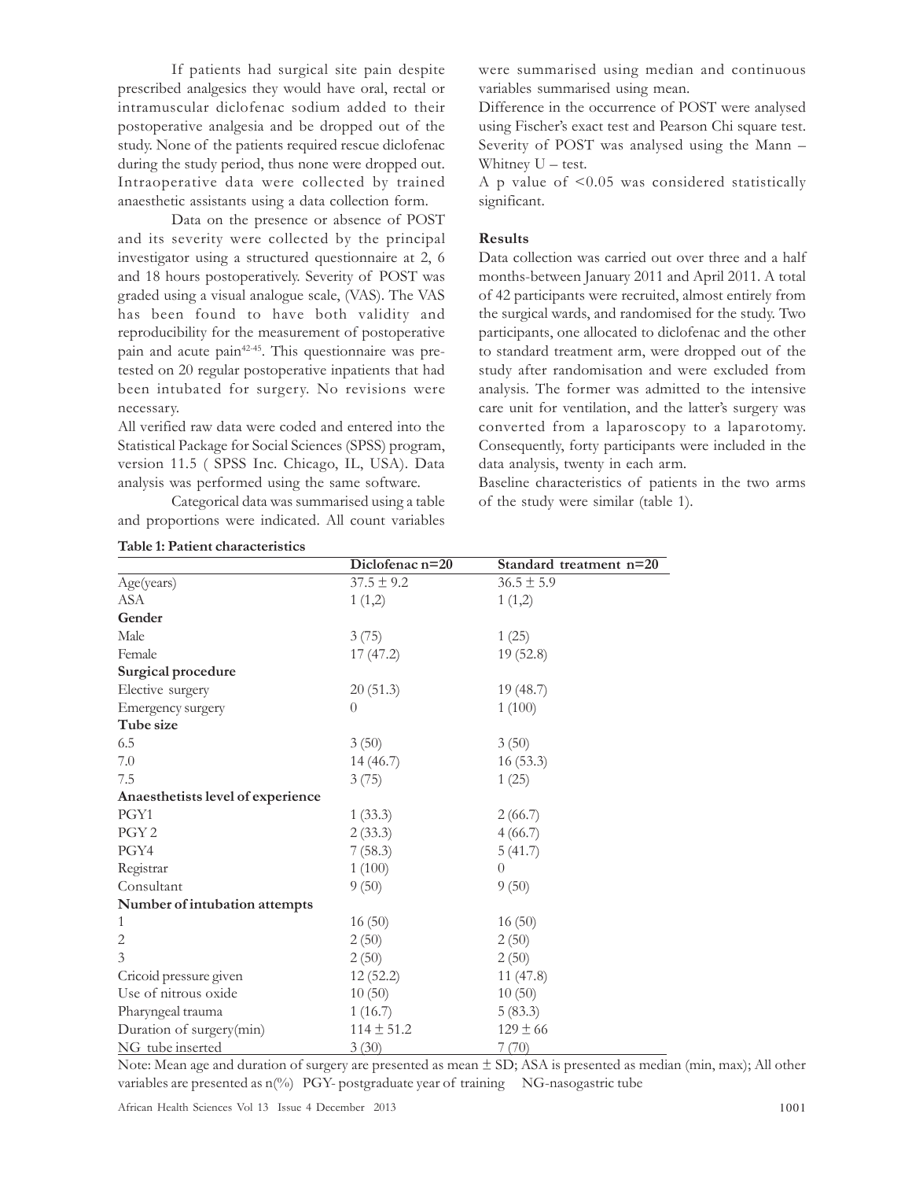If patients had surgical site pain despite prescribed analgesics they would have oral, rectal or intramuscular diclofenac sodium added to their postoperative analgesia and be dropped out of the study. None of the patients required rescue diclofenac during the study period, thus none were dropped out. Intraoperative data were collected by trained anaesthetic assistants using a data collection form.

Data on the presence or absence of POST and its severity were collected by the principal investigator using a structured questionnaire at 2, 6 and 18 hours postoperatively. Severity of POST was graded using a visual analogue scale, (VAS). The VAS has been found to have both validity and reproducibility for the measurement of postoperative pain and acute pain[42-45]. This questionnaire was pre-tested on 20 regular postoperative inpatients that had been intubated for surgery. No revisions were necessary.

All verified raw data were coded and entered into the Statistical Package for Social Sciences (SPSS) program, version 11.5 ( SPSS Inc. Chicago, IL, USA). Data analysis was performed using the same software.

Categorical data was summarised using a table and proportions were indicated. All count variables were summarised using median and continuous variables summarised using mean.

Difference in the occurrence of POST were analysed using Fischer's exact test and Pearson Chi square test. Severity of POST was analysed using the Mann – Whitney U – test.

A p value of <0.05 was considered statistically significant.

**Results**

Data collection was carried out over three and a half months-between January 2011 and April 2011. A total of 42 participants were recruited, almost entirely from the surgical wards, and randomised for the study. Two participants, one allocated to diclofenac and the other to standard treatment arm, were dropped out of the study after randomisation and were excluded from analysis. The former was admitted to the intensive care unit for ventilation, and the latter's surgery was converted from a laparoscopy to a laparotomy. Consequently, forty participants were included in the data analysis, twenty in each arm.

Baseline characteristics of patients in the two arms of the study were similar (table 1).

**Table 1: Patient characteristics**

| | Diclofenac n=20 | Standard treatment n=20 |
|---|---|---|
| Age(years) | 37.5 ± 9.2 | 36.5 ± 5.9 |
| ASA | 1 (1,2) | 1 (1,2) |
| **Gender** | | |
| Male | 3 (75) | 1 (25) |
| Female | 17 (47.2) | 19 (52.8) |
| **Surgical procedure** | | |
| Elective surgery | 20 (51.3) | 19 (48.7) |
| Emergency surgery | 0 | 1 (100) |
| **Tube size** | | |
| 6.5 | 3 (50) | 3 (50) |
| 7.0 | 14 (46.7) | 16 (53.3) |
| 7.5 | 3 (75) | 1 (25) |
| **Anaesthetists level of experience** | | |
| PGY1 | 1 (33.3) | 2 (66.7) |
| PGY 2 | 2 (33.3) | 4 (66.7) |
| PGY4 | 7 (58.3) | 5 (41.7) |
| Registrar | 1 (100) | 0 |
| Consultant | 9 (50) | 9 (50) |
| **Number of intubation attempts** | | |
| 1 | 16 (50) | 16 (50) |
| 2 | 2 (50) | 2 (50) |
| 3 | 2 (50) | 2 (50) |
| Cricoid pressure given | 12 (52.2) | 11 (47.8) |
| Use of nitrous oxide | 10 (50) | 10 (50) |
| Pharyngeal trauma | 1 (16.7) | 5 (83.3) |
| Duration of surgery(min) | 114 ± 51.2 | 129 ± 66 |
| NG tube inserted | 3 (30) | 7 (70) |

Note: Mean age and duration of surgery are presented as mean ± SD; ASA is presented as median (min, max); All other variables are presented as n(%) PGY- postgraduate year of training NG-nasogastric tube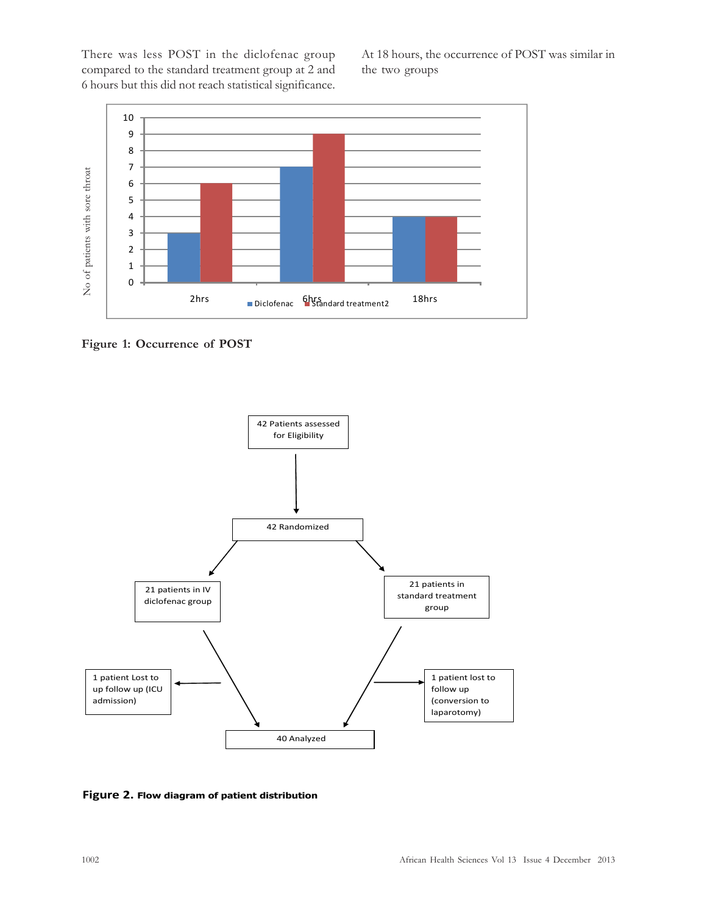There was less POST in the diclofenac group compared to the standard treatment group at 2 and 6 hours but this did not reach statistical significance.

At 18 hours, the occurrence of POST was similar in the two groups

**Figure 1: Occurrence of POST**

**Figure 2. Flow diagram of patient distribution**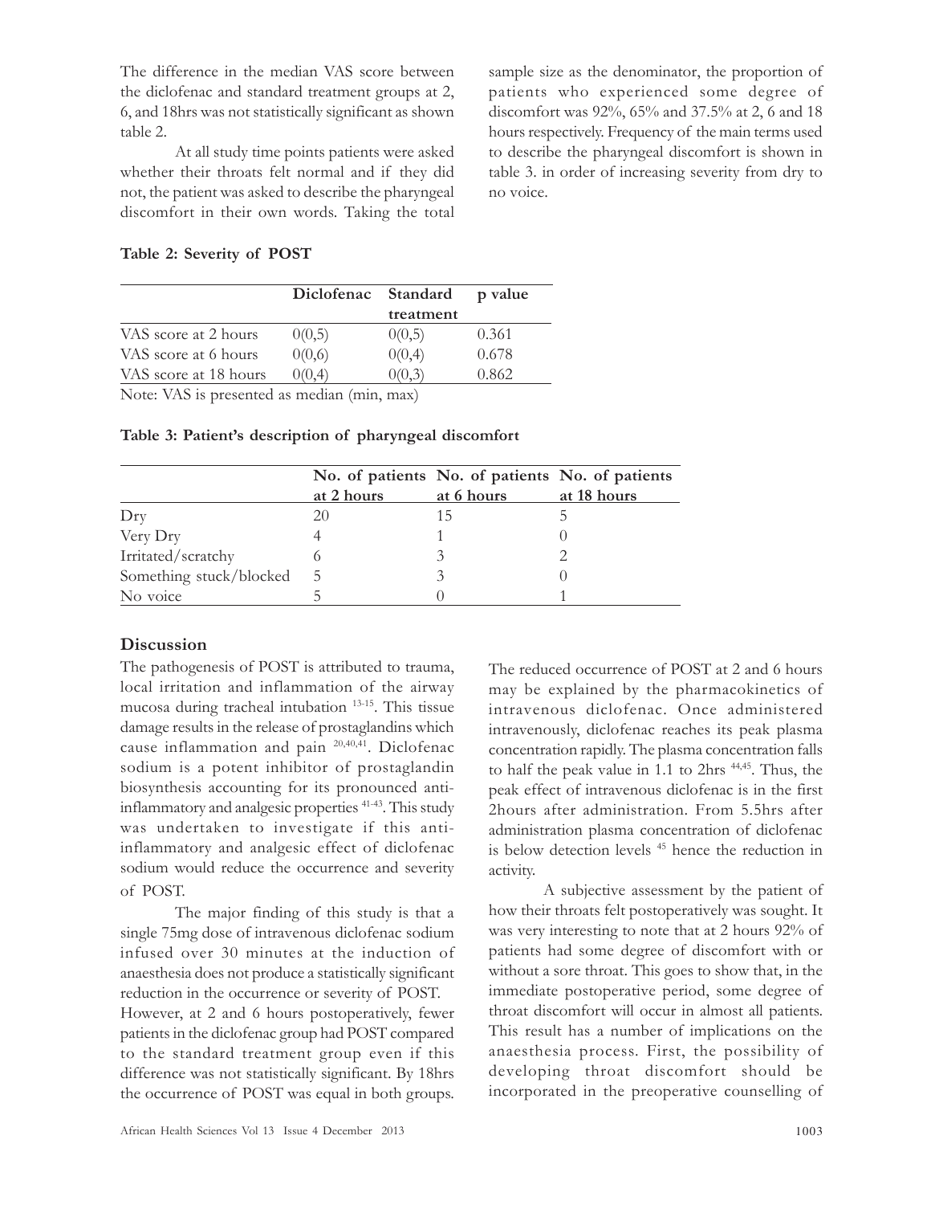The difference in the median VAS score between the diclofenac and standard treatment groups at 2, 6, and 18hrs was not statistically significant as shown table 2.

At all study time points patients were asked whether their throats felt normal and if they did not, the patient was asked to describe the pharyngeal discomfort in their own words. Taking the total sample size as the denominator, the proportion of patients who experienced some degree of discomfort was 92%, 65% and 37.5% at 2, 6 and 18 hours respectively. Frequency of the main terms used to describe the pharyngeal discomfort is shown in table 3. in order of increasing severity from dry to no voice.

**Table 2: Severity of POST**

| | Diclofenac | Standard treatment | p value |
|---|---|---|---|
| VAS score at 2 hours | 0(0,5) | 0(0,5) | 0.361 |
| VAS score at 6 hours | 0(0,6) | 0(0,4) | 0.678 |
| VAS score at 18 hours | 0(0,4) | 0(0,3) | 0.862 |

Note: VAS is presented as median (min, max)

**Table 3: Patient's description of pharyngeal discomfort**

| | No. of patients at 2 hours | No. of patients at 6 hours | No. of patients at 18 hours |
|---|---|---|---|
| Dry | 20 | 15 | 5 |
| Very Dry | 4 | 1 | 0 |
| Irritated/scratchy | 6 | 3 | 2 |
| Something stuck/blocked | 5 | 3 | 0 |
| No voice | 5 | 0 | 1 |

## Discussion

The pathogenesis of POST is attributed to trauma, local irritation and inflammation of the airway mucosa during tracheal intubation [13-15]. This tissue damage results in the release of prostaglandins which cause inflammation and pain [20,40,41]. Diclofenac sodium is a potent inhibitor of prostaglandin biosynthesis accounting for its pronounced anti-inflammatory and analgesic properties [41-43]. This study was undertaken to investigate if this anti-inflammatory and analgesic effect of diclofenac sodium would reduce the occurrence and severity of POST.

The major finding of this study is that a single 75mg dose of intravenous diclofenac sodium infused over 30 minutes at the induction of anaesthesia does not produce a statistically significant reduction in the occurrence or severity of POST.

However, at 2 and 6 hours postoperatively, fewer patients in the diclofenac group had POST compared to the standard treatment group even if this difference was not statistically significant. By 18hrs the occurrence of POST was equal in both groups. The reduced occurrence of POST at 2 and 6 hours may be explained by the pharmacokinetics of intravenous diclofenac. Once administered intravenously, diclofenac reaches its peak plasma concentration rapidly. The plasma concentration falls to half the peak value in 1.1 to 2hrs [44,45]. Thus, the peak effect of intravenous diclofenac is in the first 2hours after administration. From 5.5hrs after administration plasma concentration of diclofenac is below detection levels [45] hence the reduction in activity.

A subjective assessment by the patient of how their throats felt postoperatively was sought. It was very interesting to note that at 2 hours 92% of patients had some degree of discomfort with or without a sore throat. This goes to show that, in the immediate postoperative period, some degree of throat discomfort will occur in almost all patients. This result has a number of implications on the anaesthesia process. First, the possibility of developing throat discomfort should be incorporated in the preoperative counselling of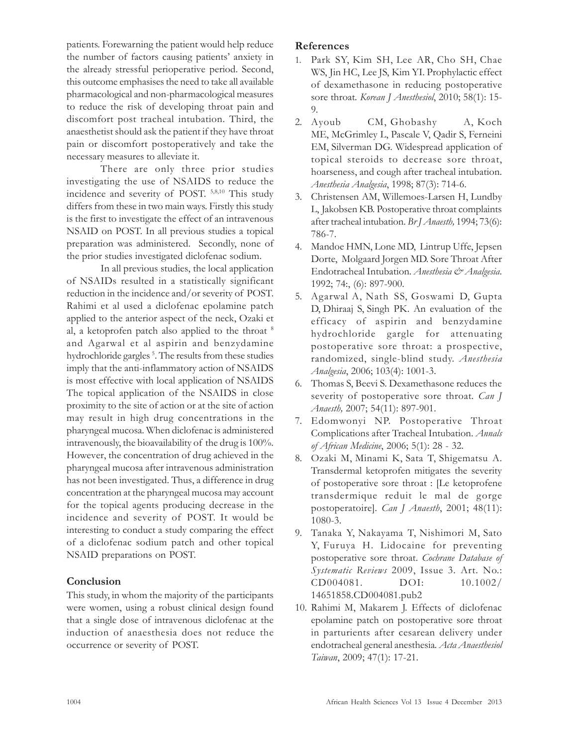patients. Forewarning the patient would help reduce the number of factors causing patients' anxiety in the already stressful perioperative period. Second, this outcome emphasises the need to take all available pharmacological and non-pharmacological measures to reduce the risk of developing throat pain and discomfort post tracheal intubation. Third, the anaesthetist should ask the patient if they have throat pain or discomfort postoperatively and take the necessary measures to alleviate it.

There are only three prior studies investigating the use of NSAIDS to reduce the incidence and severity of POST. [5,8,10] This study differs from these in two main ways. Firstly this study is the first to investigate the effect of an intravenous NSAID on POST. In all previous studies a topical preparation was administered. Secondly, none of the prior studies investigated diclofenac sodium.

In all previous studies, the local application of NSAIDs resulted in a statistically significant reduction in the incidence and/or severity of POST. Rahimi et al used a diclofenac epolamine patch applied to the anterior aspect of the neck, Ozaki et al, a ketoprofen patch also applied to the throat [8] and Agarwal et al aspirin and benzydamine hydrochloride gargles [5]. The results from these studies imply that the anti-inflammatory action of NSAIDS is most effective with local application of NSAIDS The topical application of the NSAIDS in close proximity to the site of action or at the site of action may result in high drug concentrations in the pharyngeal mucosa. When diclofenac is administered intravenously, the bioavailability of the drug is 100%. However, the concentration of drug achieved in the pharyngeal mucosa after intravenous administration has not been investigated. Thus, a difference in drug concentration at the pharyngeal mucosa may account for the topical agents producing decrease in the incidence and severity of POST. It would be interesting to conduct a study comparing the effect of a diclofenac sodium patch and other topical NSAID preparations on POST.

## Conclusion

This study, in whom the majority of the participants were women, using a robust clinical design found that a single dose of intravenous diclofenac at the induction of anaesthesia does not reduce the occurrence or severity of POST.

## References

1. Park SY, Kim SH, Lee AR, Cho SH, Chae WS, Jin HC, Lee JS, Kim YI. Prophylactic effect of dexamethasone in reducing postoperative sore throat. *Korean J Anesthesiol*, 2010; 58(1): 15-9.
2. Ayoub CM, Ghobashy A, Koch ME, McGrimley L, Pascale V, Qadir S, Ferneini EM, Silverman DG. Widespread application of topical steroids to decrease sore throat, hoarseness, and cough after tracheal intubation. *Anesthesia Analgesia*, 1998; 87(3): 714-6.
3. Christensen AM, Willemoes-Larsen H, Lundby L, Jakobsen KB. Postoperative throat complaints after tracheal intubation. *Br J Anaesth,* 1994; 73(6): 786-7.
4. Mandoe HMN, Lone MD, Lintrup Uffe, Jepsen Dorte, Molgaard Jorgen MD. Sore Throat After Endotracheal Intubation. *Anesthesia & Analgesia*. 1992; 74:, (6): 897-900.
5. Agarwal A, Nath SS, Goswami D, Gupta D, Dhiraaj S, Singh PK. An evaluation of the efficacy of aspirin and benzydamine hydrochloride gargle for attenuating postoperative sore throat: a prospective, randomized, single-blind study. *Anesthesia Analgesia*, 2006; 103(4): 1001-3.
6. Thomas S, Beevi S. Dexamethasone reduces the severity of postoperative sore throat. *Can J Anaesth,* 2007; 54(11): 897-901.
7. Edomwonyi NP. Postoperative Throat Complications after Tracheal Intubation. *Annals of African Medicine*, 2006; 5(1): 28 - 32.
8. Ozaki M, Minami K, Sata T, Shigematsu A. Transdermal ketoprofen mitigates the severity of postoperative sore throat : [Le ketoprofene transdermique reduit le mal de gorge postoperatoire]. *Can J Anaesth*, 2001; 48(11): 1080-3.
9. Tanaka Y, Nakayama T, Nishimori M, Sato Y, Furuya H. Lidocaine for preventing postoperative sore throat. *Cochrane Database of Systematic Reviews* 2009, Issue 3. Art. No.: CD004081. DOI: 10.1002/14651858.CD004081.pub2
10. Rahimi M, Makarem J. Effects of diclofenac epolamine patch on postoperative sore throat in parturients after cesarean delivery under endotracheal general anesthesia. *Acta Anaesthesiol Taiwan*, 2009; 47(1): 17-21.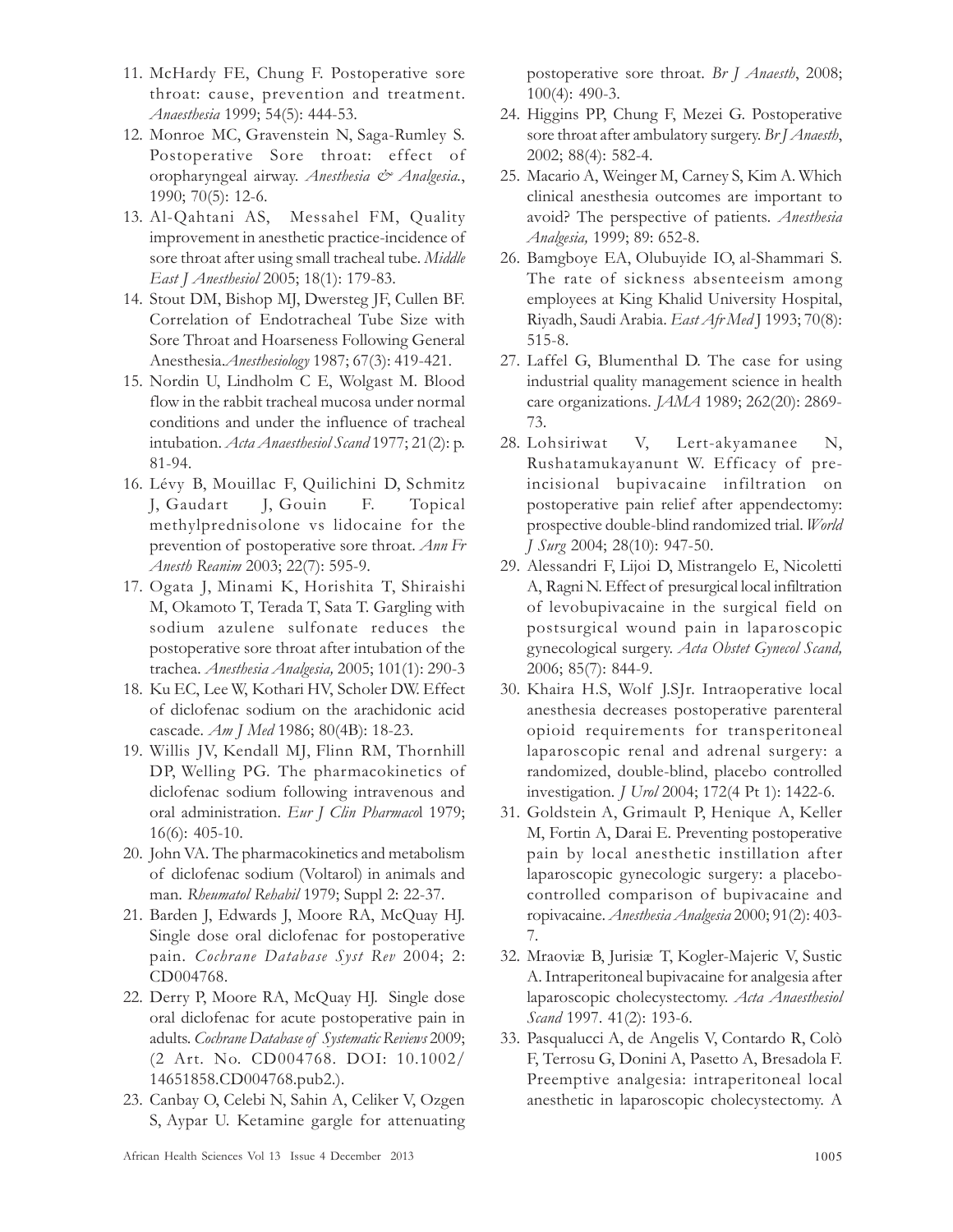11. McHardy FE, Chung F. Postoperative sore throat: cause, prevention and treatment. *Anaesthesia* 1999; 54(5): 444-53.
12. Monroe MC, Gravenstein N, Saga-Rumley S. Postoperative Sore throat: effect of oropharyngeal airway. *Anesthesia & Analgesia.*, 1990; 70(5): 12-6.
13. Al-Qahtani AS, Messahel FM, Quality improvement in anesthetic practice-incidence of sore throat after using small tracheal tube. *Middle East J Anesthesiol* 2005; 18(1): 179-83.
14. Stout DM, Bishop MJ, Dwersteg JF, Cullen BF. Correlation of Endotracheal Tube Size with Sore Throat and Hoarseness Following General Anesthesia.*Anesthesiology* 1987; 67(3): 419-421.
15. Nordin U, Lindholm C E, Wolgast M. Blood flow in the rabbit tracheal mucosa under normal conditions and under the influence of tracheal intubation. *Acta Anaesthesiol Scand* 1977; 21(2): p. 81-94.
16. Lévy B, Mouillac F, Quilichini D, Schmitz J, Gaudart J, Gouin F. Topical methylprednisolone vs lidocaine for the prevention of postoperative sore throat. *Ann Fr Anesth Reanim* 2003; 22(7): 595-9.
17. Ogata J, Minami K, Horishita T, Shiraishi M, Okamoto T, Terada T, Sata T. Gargling with sodium azulene sulfonate reduces the postoperative sore throat after intubation of the trachea. *Anesthesia Analgesia,* 2005; 101(1): 290-3
18. Ku EC, Lee W, Kothari HV, Scholer DW. Effect of diclofenac sodium on the arachidonic acid cascade. *Am J Med* 1986; 80(4B): 18-23.
19. Willis JV, Kendall MJ, Flinn RM, Thornhill DP, Welling PG. The pharmacokinetics of diclofenac sodium following intravenous and oral administration. *Eur J Clin Pharmaco*l 1979; 16(6): 405-10.
20. John VA. The pharmacokinetics and metabolism of diclofenac sodium (Voltarol) in animals and man. *Rheumatol Rehabil* 1979; Suppl 2: 22-37.
21. Barden J, Edwards J, Moore RA, McQuay HJ. Single dose oral diclofenac for postoperative pain. *Cochrane Database Syst Rev* 2004; 2: CD004768.
22. Derry P, Moore RA, McQuay HJ. Single dose oral diclofenac for acute postoperative pain in adults. *Cochrane Database of Systematic Reviews* 2009; (2 Art. No. CD004768. DOI: 10.1002/14651858.CD004768.pub2.).
23. Canbay O, Celebi N, Sahin A, Celiker V, Ozgen S, Aypar U. Ketamine gargle for attenuating postoperative sore throat. *Br J Anaesth*, 2008; 100(4): 490-3.
24. Higgins PP, Chung F, Mezei G. Postoperative sore throat after ambulatory surgery. *Br J Anaesth*, 2002; 88(4): 582-4.
25. Macario A, Weinger M, Carney S, Kim A. Which clinical anesthesia outcomes are important to avoid? The perspective of patients. *Anesthesia Analgesia,* 1999; 89: 652-8.
26. Bamgboye EA, Olubuyide IO, al-Shammari S. The rate of sickness absenteeism among employees at King Khalid University Hospital, Riyadh, Saudi Arabia. *East Afr Med* J 1993; 70(8): 515-8.
27. Laffel G, Blumenthal D. The case for using industrial quality management science in health care organizations. *JAMA* 1989; 262(20): 2869-73.
28. Lohsiriwat V, Lert-akyamanee N, Rushatamukayanunt W. Efficacy of pre-incisional bupivacaine infiltration on postoperative pain relief after appendectomy: prospective double-blind randomized trial. *World J Surg* 2004; 28(10): 947-50.
29. Alessandri F, Lijoi D, Mistrangelo E, Nicoletti A, Ragni N. Effect of presurgical local infiltration of levobupivacaine in the surgical field on postsurgical wound pain in laparoscopic gynecological surgery. *Acta Obstet Gynecol Scand,* 2006; 85(7): 844-9.
30. Khaira H.S, Wolf J.SJr. Intraoperative local anesthesia decreases postoperative parenteral opioid requirements for transperitoneal laparoscopic renal and adrenal surgery: a randomized, double-blind, placebo controlled investigation. *J Urol* 2004; 172(4 Pt 1): 1422-6.
31. Goldstein A, Grimault P, Henique A, Keller M, Fortin A, Darai E. Preventing postoperative pain by local anesthetic instillation after laparoscopic gynecologic surgery: a placebo-controlled comparison of bupivacaine and ropivacaine. *Anesthesia Analgesia* 2000; 91(2): 403-7.
32. Mraoviæ B, Jurisiæ T, Kogler-Majeric V, Sustic A. Intraperitoneal bupivacaine for analgesia after laparoscopic cholecystectomy. *Acta Anaesthesiol Scand* 1997. 41(2): 193-6.
33. Pasqualucci A, de Angelis V, Contardo R, Colò F, Terrosu G, Donini A, Pasetto A, Bresadola F. Preemptive analgesia: intraperitoneal local anesthetic in laparoscopic cholecystectomy. A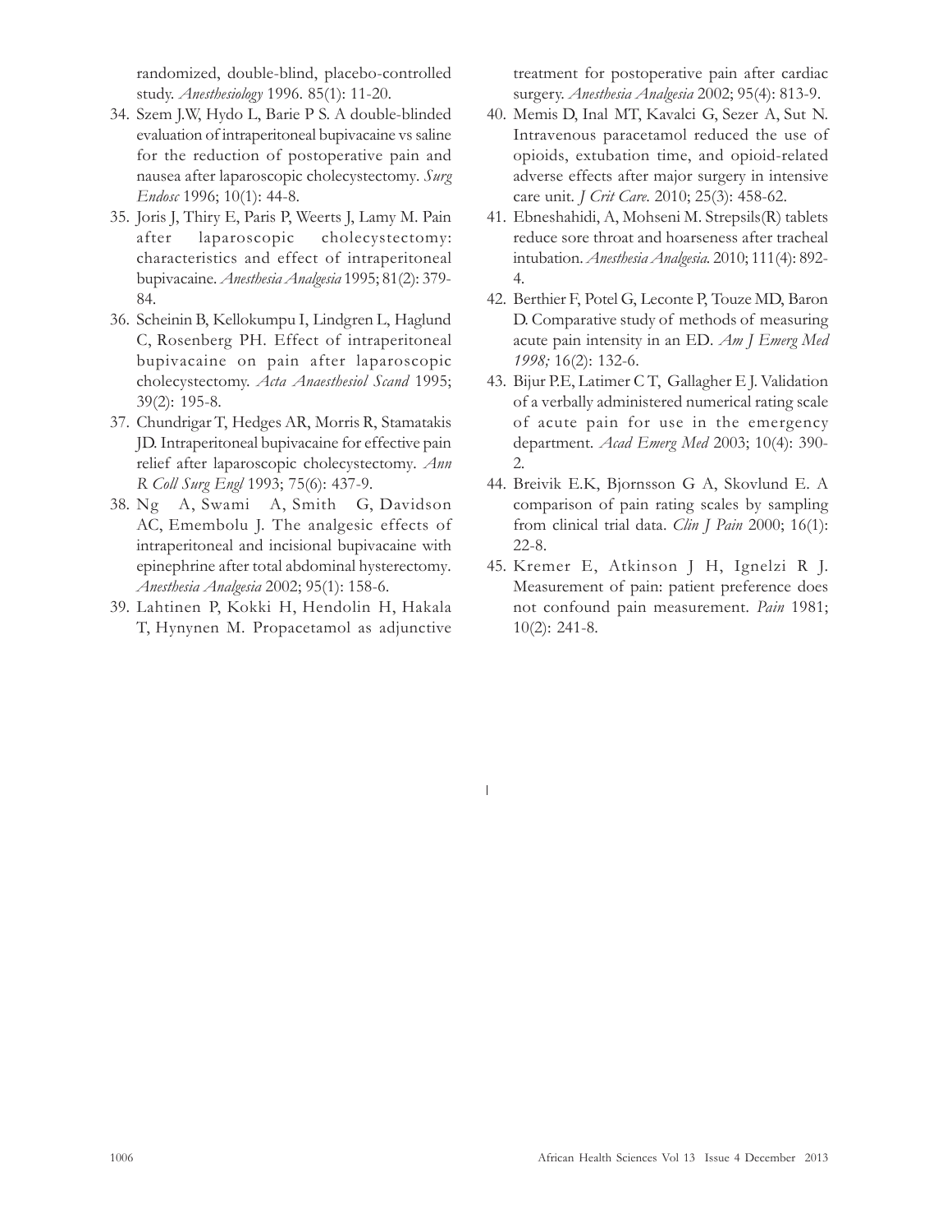randomized, double-blind, placebo-controlled study. *Anesthesiology* 1996. 85(1): 11-20.

34. Szem J.W, Hydo L, Barie P S. A double-blinded evaluation of intraperitoneal bupivacaine vs saline for the reduction of postoperative pain and nausea after laparoscopic cholecystectomy. *Surg Endosc* 1996; 10(1): 44-8.
35. Joris J, Thiry E, Paris P, Weerts J, Lamy M. Pain after laparoscopic cholecystectomy: characteristics and effect of intraperitoneal bupivacaine. *Anesthesia Analgesia* 1995; 81(2): 379-84.
36. Scheinin B, Kellokumpu I, Lindgren L, Haglund C, Rosenberg PH. Effect of intraperitoneal bupivacaine on pain after laparoscopic cholecystectomy. *Acta Anaesthesiol Scand* 1995; 39(2): 195-8.
37. Chundrigar T, Hedges AR, Morris R, Stamatakis JD. Intraperitoneal bupivacaine for effective pain relief after laparoscopic cholecystectomy. *Ann R Coll Surg Engl* 1993; 75(6): 437-9.
38. Ng A, Swami A, Smith G, Davidson AC, Emembolu J. The analgesic effects of intraperitoneal and incisional bupivacaine with epinephrine after total abdominal hysterectomy. *Anesthesia Analgesia* 2002; 95(1): 158-6.
39. Lahtinen P, Kokki H, Hendolin H, Hakala T, Hynynen M. Propacetamol as adjunctive treatment for postoperative pain after cardiac surgery. *Anesthesia Analgesia* 2002; 95(4): 813-9.
40. Memis D, Inal MT, Kavalci G, Sezer A, Sut N. Intravenous paracetamol reduced the use of opioids, extubation time, and opioid-related adverse effects after major surgery in intensive care unit. *J Crit Care.* 2010; 25(3): 458-62.
41. Ebneshahidi, A, Mohseni M. Strepsils(R) tablets reduce sore throat and hoarseness after tracheal intubation. *Anesthesia Analgesia.* 2010; 111(4): 892-4.
42. Berthier F, Potel G, Leconte P, Touze MD, Baron D. Comparative study of methods of measuring acute pain intensity in an ED. *Am J Emerg Med 1998;* 16(2): 132-6.
43. Bijur P.E, Latimer C T, Gallagher E J. Validation of a verbally administered numerical rating scale of acute pain for use in the emergency department. *Acad Emerg Med* 2003; 10(4): 390-2.
44. Breivik E.K, Bjornsson G A, Skovlund E. A comparison of pain rating scales by sampling from clinical trial data. *Clin J Pain* 2000; 16(1): 22-8.
45. Kremer E, Atkinson J H, Ignelzi R J. Measurement of pain: patient preference does not confound pain measurement. *Pain* 1981; 10(2): 241-8.